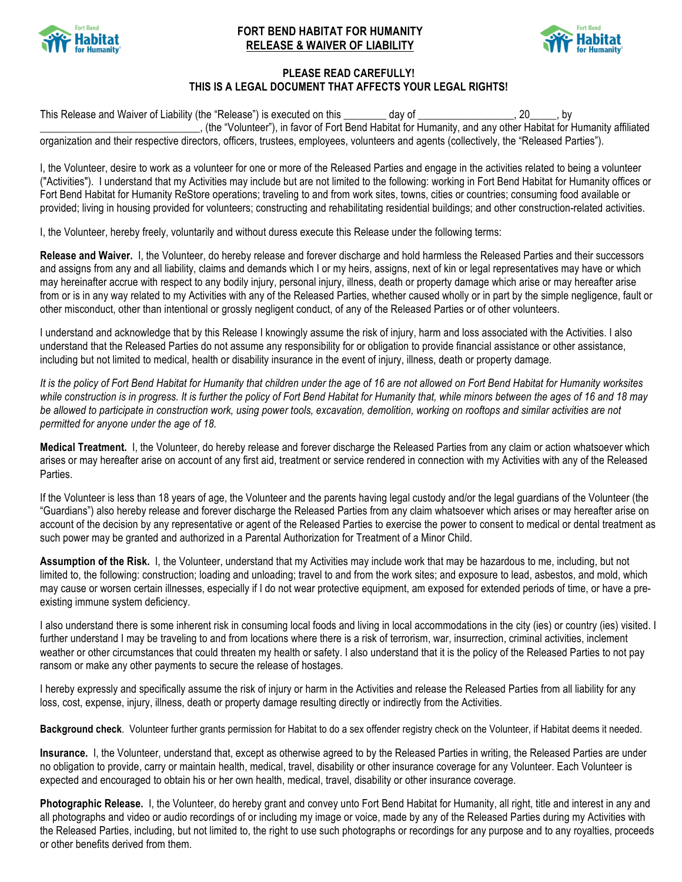# FORT BEND HABITAT FOR HUMANITY
## RELEASE & WAIVER OF LIABILITY

**PLEASE READ CAREFULLY!**
**THIS IS A LEGAL DOCUMENT THAT AFFECTS YOUR LEGAL RIGHTS!**

This Release and Waiver of Liability (the "Release") is executed on this ________ day of _________________, 20_____, by ______________________________, (the "Volunteer"), in favor of Fort Bend Habitat for Humanity, and any other Habitat for Humanity affiliated organization and their respective directors, officers, trustees, employees, volunteers and agents (collectively, the "Released Parties").

I, the Volunteer, desire to work as a volunteer for one or more of the Released Parties and engage in the activities related to being a volunteer ("Activities"). I understand that my Activities may include but are not limited to the following: working in Fort Bend Habitat for Humanity offices or Fort Bend Habitat for Humanity ReStore operations; traveling to and from work sites, towns, cities or countries; consuming food available or provided; living in housing provided for volunteers; constructing and rehabilitating residential buildings; and other construction-related activities.

I, the Volunteer, hereby freely, voluntarily and without duress execute this Release under the following terms:

**Release and Waiver.** I, the Volunteer, do hereby release and forever discharge and hold harmless the Released Parties and their successors and assigns from any and all liability, claims and demands which I or my heirs, assigns, next of kin or legal representatives may have or which may hereinafter accrue with respect to any bodily injury, personal injury, illness, death or property damage which arise or may hereafter arise from or is in any way related to my Activities with any of the Released Parties, whether caused wholly or in part by the simple negligence, fault or other misconduct, other than intentional or grossly negligent conduct, of any of the Released Parties or of other volunteers.

I understand and acknowledge that by this Release I knowingly assume the risk of injury, harm and loss associated with the Activities. I also understand that the Released Parties do not assume any responsibility for or obligation to provide financial assistance or other assistance, including but not limited to medical, health or disability insurance in the event of injury, illness, death or property damage.

*It is the policy of Fort Bend Habitat for Humanity that children under the age of 16 are not allowed on Fort Bend Habitat for Humanity worksites while construction is in progress. It is further the policy of Fort Bend Habitat for Humanity that, while minors between the ages of 16 and 18 may be allowed to participate in construction work, using power tools, excavation, demolition, working on rooftops and similar activities are not permitted for anyone under the age of 18.*

**Medical Treatment.** I, the Volunteer, do hereby release and forever discharge the Released Parties from any claim or action whatsoever which arises or may hereafter arise on account of any first aid, treatment or service rendered in connection with my Activities with any of the Released Parties.

If the Volunteer is less than 18 years of age, the Volunteer and the parents having legal custody and/or the legal guardians of the Volunteer (the "Guardians") also hereby release and forever discharge the Released Parties from any claim whatsoever which arises or may hereafter arise on account of the decision by any representative or agent of the Released Parties to exercise the power to consent to medical or dental treatment as such power may be granted and authorized in a Parental Authorization for Treatment of a Minor Child.

**Assumption of the Risk.** I, the Volunteer, understand that my Activities may include work that may be hazardous to me, including, but not limited to, the following: construction; loading and unloading; travel to and from the work sites; and exposure to lead, asbestos, and mold, which may cause or worsen certain illnesses, especially if I do not wear protective equipment, am exposed for extended periods of time, or have a pre-existing immune system deficiency.

I also understand there is some inherent risk in consuming local foods and living in local accommodations in the city (ies) or country (ies) visited. I further understand I may be traveling to and from locations where there is a risk of terrorism, war, insurrection, criminal activities, inclement weather or other circumstances that could threaten my health or safety. I also understand that it is the policy of the Released Parties to not pay ransom or make any other payments to secure the release of hostages.

I hereby expressly and specifically assume the risk of injury or harm in the Activities and release the Released Parties from all liability for any loss, cost, expense, injury, illness, death or property damage resulting directly or indirectly from the Activities.

**Background check**. Volunteer further grants permission for Habitat to do a sex offender registry check on the Volunteer, if Habitat deems it needed.

**Insurance.** I, the Volunteer, understand that, except as otherwise agreed to by the Released Parties in writing, the Released Parties are under no obligation to provide, carry or maintain health, medical, travel, disability or other insurance coverage for any Volunteer. Each Volunteer is expected and encouraged to obtain his or her own health, medical, travel, disability or other insurance coverage.

**Photographic Release.** I, the Volunteer, do hereby grant and convey unto Fort Bend Habitat for Humanity, all right, title and interest in any and all photographs and video or audio recordings of or including my image or voice, made by any of the Released Parties during my Activities with the Released Parties, including, but not limited to, the right to use such photographs or recordings for any purpose and to any royalties, proceeds or other benefits derived from them.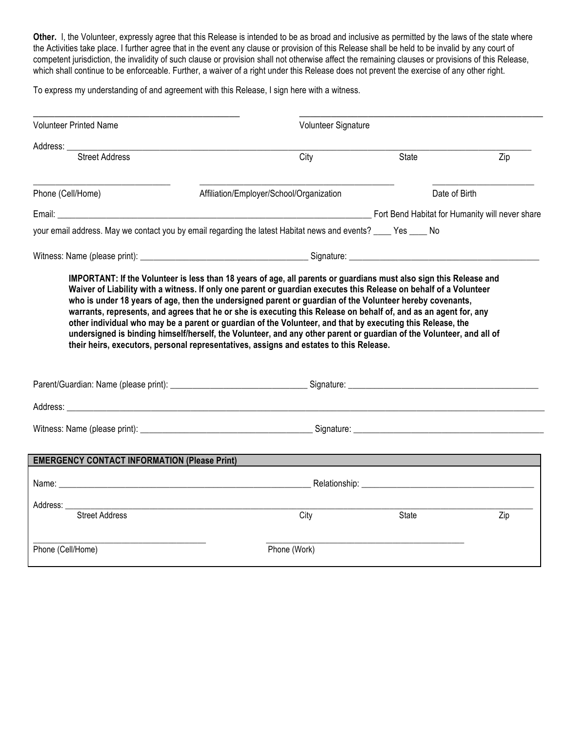**Other.** I, the Volunteer, expressly agree that this Release is intended to be as broad and inclusive as permitted by the laws of the state where the Activities take place. I further agree that in the event any clause or provision of this Release shall be held to be invalid by any court of competent jurisdiction, the invalidity of such clause or provision shall not otherwise affect the remaining clauses or provisions of this Release, which shall continue to be enforceable. Further, a waiver of a right under this Release does not prevent the exercise of any other right.

To express my understanding of and agreement with this Release, I sign here with a witness.

_______________________________________________ _______________________________________________

Volunteer Printed Name Volunteer Signature

Address: ___________________________________________________________________________________

Street Address City State Zip

______________________________ ______________________________ ______________________

Phone (Cell/Home) Affiliation/Employer/School/Organization Date of Birth

Email: ______________________________________________ Fort Bend Habitat for Humanity will never share your email address. May we contact you by email regarding the latest Habitat news and events? ____ Yes ____ No

Witness: Name (please print): ____________________________ Signature: ____________________________

**IMPORTANT: If the Volunteer is less than 18 years of age, all parents or guardians must also sign this Release and Waiver of Liability with a witness. If only one parent or guardian executes this Release on behalf of a Volunteer who is under 18 years of age, then the undersigned parent or guardian of the Volunteer hereby covenants, warrants, represents, and agrees that he or she is executing this Release on behalf of, and as an agent for, any other individual who may be a parent or guardian of the Volunteer, and that by executing this Release, the undersigned is binding himself/herself, the Volunteer, and any other parent or guardian of the Volunteer, and all of their heirs, executors, personal representatives, assigns and estates to this Release.**

Parent/Guardian: Name (please print): ____________________________ Signature: ____________________________

Address: ___________________________________________________________________________________

Witness: Name (please print): ____________________________ Signature: ____________________________

**EMERGENCY CONTACT INFORMATION (Please Print)**

Name: ____________________________ Relationship: ____________________________

Address: ___________________________________________________________________________________

Street Address City State Zip

______________________________ ______________________________

Phone (Cell/Home) Phone (Work)